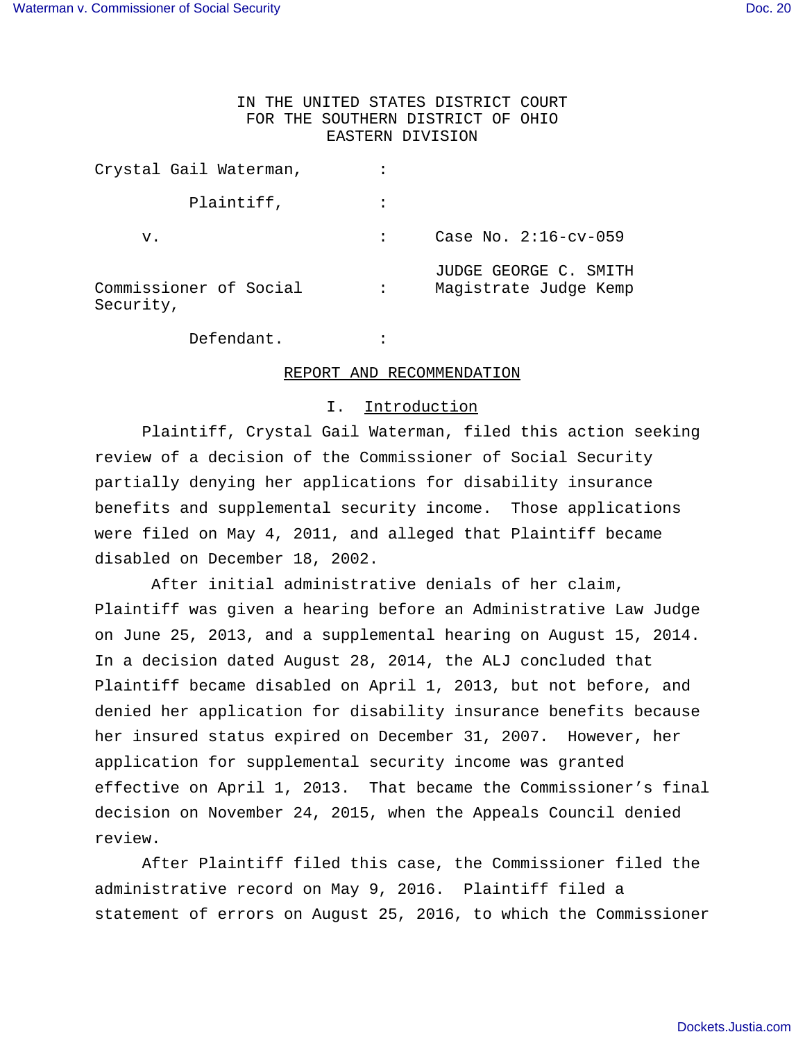IN THE UNITED STATES DISTRICT COURT
FOR THE SOUTHERN DISTRICT OF OHIO
EASTERN DIVISION

Crystal Gail Waterman, :

Plaintiff, :

v. : Case No. 2:16-cv-059

JUDGE GEORGE C. SMITH

Commissioner of Social Security, : Magistrate Judge Kemp

Defendant. :

REPORT AND RECOMMENDATION

I. Introduction

Plaintiff, Crystal Gail Waterman, filed this action seeking review of a decision of the Commissioner of Social Security partially denying her applications for disability insurance benefits and supplemental security income. Those applications were filed on May 4, 2011, and alleged that Plaintiff became disabled on December 18, 2002.

After initial administrative denials of her claim, Plaintiff was given a hearing before an Administrative Law Judge on June 25, 2013, and a supplemental hearing on August 15, 2014. In a decision dated August 28, 2014, the ALJ concluded that Plaintiff became disabled on April 1, 2013, but not before, and denied her application for disability insurance benefits because her insured status expired on December 31, 2007. However, her application for supplemental security income was granted effective on April 1, 2013. That became the Commissioner's final decision on November 24, 2015, when the Appeals Council denied review.

After Plaintiff filed this case, the Commissioner filed the administrative record on May 9, 2016. Plaintiff filed a statement of errors on August 25, 2016, to which the Commissioner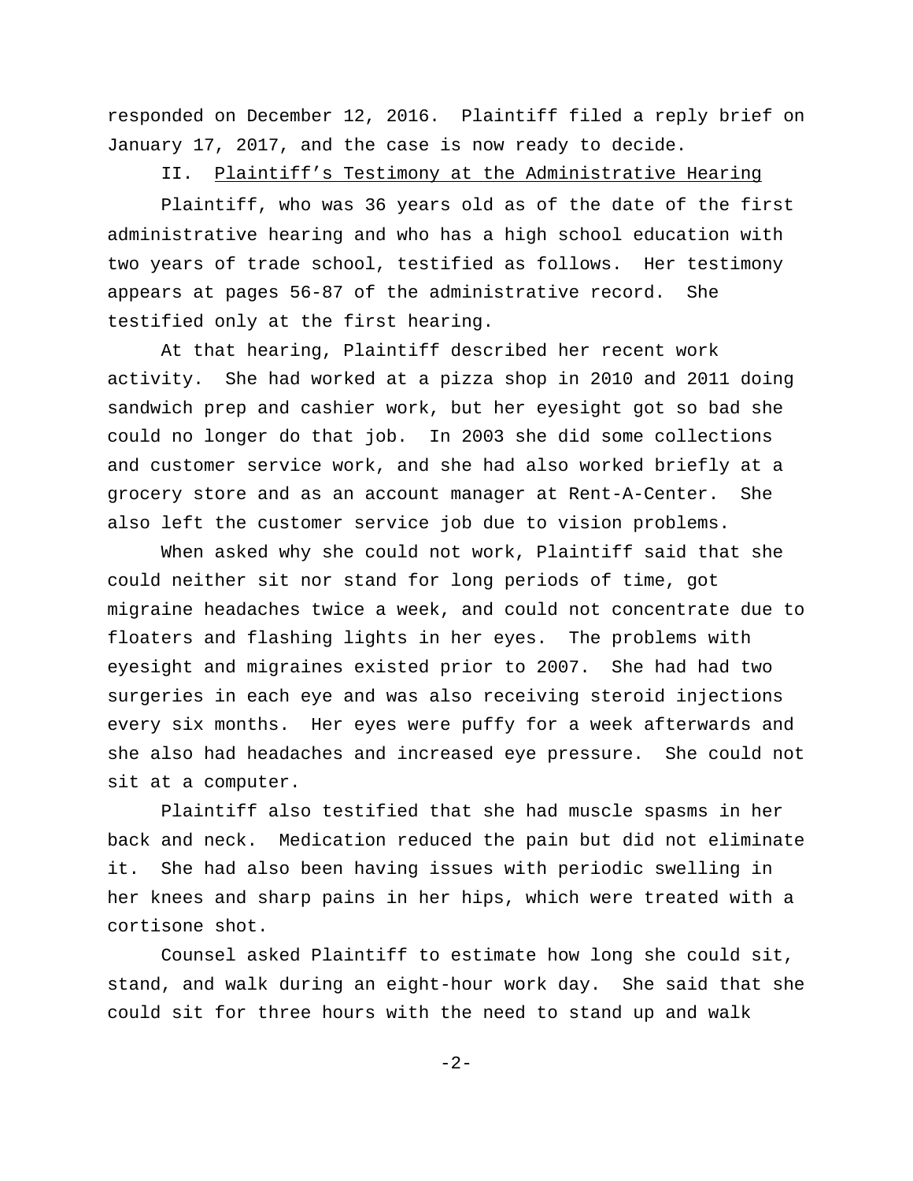responded on December 12, 2016. Plaintiff filed a reply brief on January 17, 2017, and the case is now ready to decide.

## II. Plaintiff's Testimony at the Administrative Hearing

Plaintiff, who was 36 years old as of the date of the first administrative hearing and who has a high school education with two years of trade school, testified as follows. Her testimony appears at pages 56-87 of the administrative record. She testified only at the first hearing.

At that hearing, Plaintiff described her recent work activity. She had worked at a pizza shop in 2010 and 2011 doing sandwich prep and cashier work, but her eyesight got so bad she could no longer do that job. In 2003 she did some collections and customer service work, and she had also worked briefly at a grocery store and as an account manager at Rent-A-Center. She also left the customer service job due to vision problems.

When asked why she could not work, Plaintiff said that she could neither sit nor stand for long periods of time, got migraine headaches twice a week, and could not concentrate due to floaters and flashing lights in her eyes. The problems with eyesight and migraines existed prior to 2007. She had had two surgeries in each eye and was also receiving steroid injections every six months. Her eyes were puffy for a week afterwards and she also had headaches and increased eye pressure. She could not sit at a computer.

Plaintiff also testified that she had muscle spasms in her back and neck. Medication reduced the pain but did not eliminate it. She had also been having issues with periodic swelling in her knees and sharp pains in her hips, which were treated with a cortisone shot.

Counsel asked Plaintiff to estimate how long she could sit, stand, and walk during an eight-hour work day. She said that she could sit for three hours with the need to stand up and walk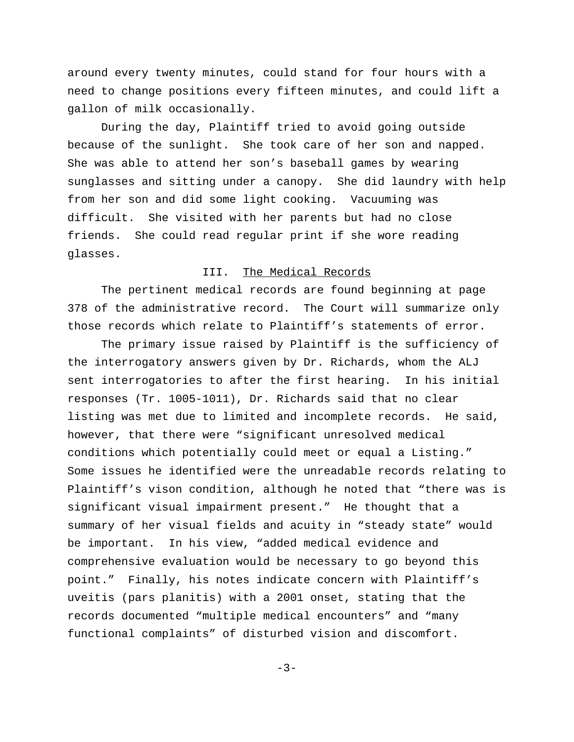around every twenty minutes, could stand for four hours with a need to change positions every fifteen minutes, and could lift a gallon of milk occasionally.

During the day, Plaintiff tried to avoid going outside because of the sunlight. She took care of her son and napped. She was able to attend her son's baseball games by wearing sunglasses and sitting under a canopy. She did laundry with help from her son and did some light cooking. Vacuuming was difficult. She visited with her parents but had no close friends. She could read regular print if she wore reading glasses.

## III. The Medical Records

The pertinent medical records are found beginning at page 378 of the administrative record. The Court will summarize only those records which relate to Plaintiff's statements of error.

The primary issue raised by Plaintiff is the sufficiency of the interrogatory answers given by Dr. Richards, whom the ALJ sent interrogatories to after the first hearing. In his initial responses (Tr. 1005-1011), Dr. Richards said that no clear listing was met due to limited and incomplete records. He said, however, that there were "significant unresolved medical conditions which potentially could meet or equal a Listing." Some issues he identified were the unreadable records relating to Plaintiff's vison condition, although he noted that "there was is significant visual impairment present." He thought that a summary of her visual fields and acuity in "steady state" would be important. In his view, "added medical evidence and comprehensive evaluation would be necessary to go beyond this point." Finally, his notes indicate concern with Plaintiff's uveitis (pars planitis) with a 2001 onset, stating that the records documented "multiple medical encounters" and "many functional complaints" of disturbed vision and discomfort.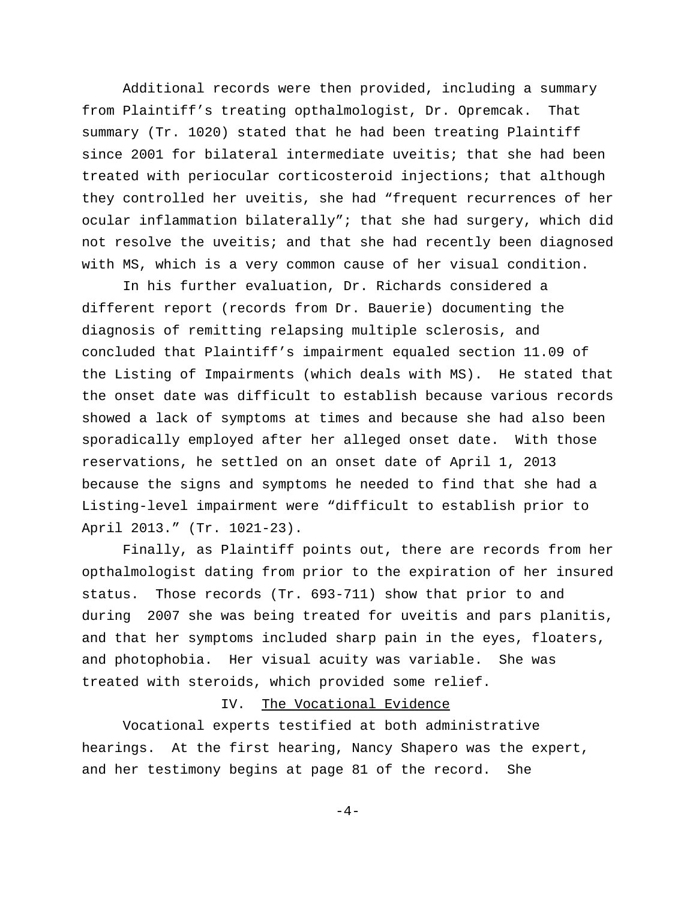Additional records were then provided, including a summary from Plaintiff's treating opthalmologist, Dr. Opremcak. That summary (Tr. 1020) stated that he had been treating Plaintiff since 2001 for bilateral intermediate uveitis; that she had been treated with periocular corticosteroid injections; that although they controlled her uveitis, she had "frequent recurrences of her ocular inflammation bilaterally"; that she had surgery, which did not resolve the uveitis; and that she had recently been diagnosed with MS, which is a very common cause of her visual condition.

In his further evaluation, Dr. Richards considered a different report (records from Dr. Bauerie) documenting the diagnosis of remitting relapsing multiple sclerosis, and concluded that Plaintiff's impairment equaled section 11.09 of the Listing of Impairments (which deals with MS). He stated that the onset date was difficult to establish because various records showed a lack of symptoms at times and because she had also been sporadically employed after her alleged onset date. With those reservations, he settled on an onset date of April 1, 2013 because the signs and symptoms he needed to find that she had a Listing-level impairment were "difficult to establish prior to April 2013." (Tr. 1021-23).

Finally, as Plaintiff points out, there are records from her opthalmologist dating from prior to the expiration of her insured status. Those records (Tr. 693-711) show that prior to and during 2007 she was being treated for uveitis and pars planitis, and that her symptoms included sharp pain in the eyes, floaters, and photophobia. Her visual acuity was variable. She was treated with steroids, which provided some relief.

## IV. The Vocational Evidence

Vocational experts testified at both administrative hearings. At the first hearing, Nancy Shapero was the expert, and her testimony begins at page 81 of the record. She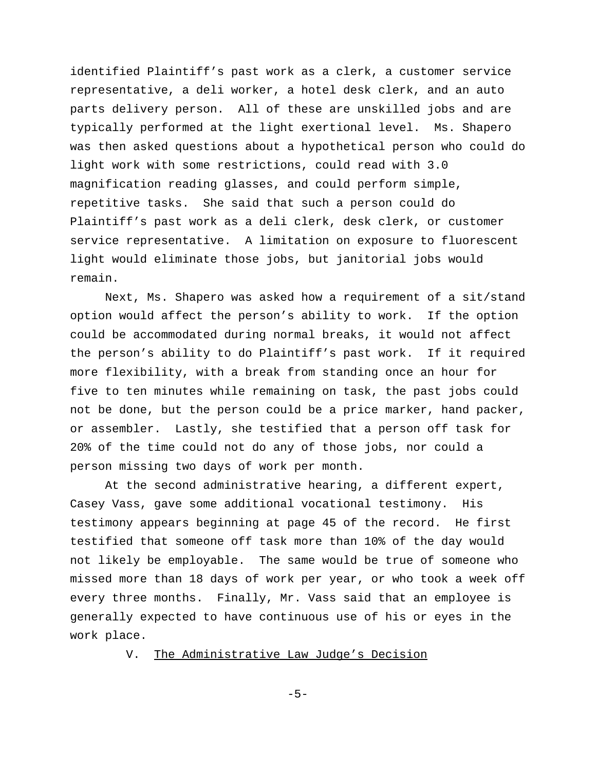identified Plaintiff's past work as a clerk, a customer service representative, a deli worker, a hotel desk clerk, and an auto parts delivery person. All of these are unskilled jobs and are typically performed at the light exertional level. Ms. Shapero was then asked questions about a hypothetical person who could do light work with some restrictions, could read with 3.0 magnification reading glasses, and could perform simple, repetitive tasks. She said that such a person could do Plaintiff's past work as a deli clerk, desk clerk, or customer service representative. A limitation on exposure to fluorescent light would eliminate those jobs, but janitorial jobs would remain.

Next, Ms. Shapero was asked how a requirement of a sit/stand option would affect the person's ability to work. If the option could be accommodated during normal breaks, it would not affect the person's ability to do Plaintiff's past work. If it required more flexibility, with a break from standing once an hour for five to ten minutes while remaining on task, the past jobs could not be done, but the person could be a price marker, hand packer, or assembler. Lastly, she testified that a person off task for 20% of the time could not do any of those jobs, nor could a person missing two days of work per month.

At the second administrative hearing, a different expert, Casey Vass, gave some additional vocational testimony. His testimony appears beginning at page 45 of the record. He first testified that someone off task more than 10% of the day would not likely be employable. The same would be true of someone who missed more than 18 days of work per year, or who took a week off every three months. Finally, Mr. Vass said that an employee is generally expected to have continuous use of his or eyes in the work place.

## V. The Administrative Law Judge's Decision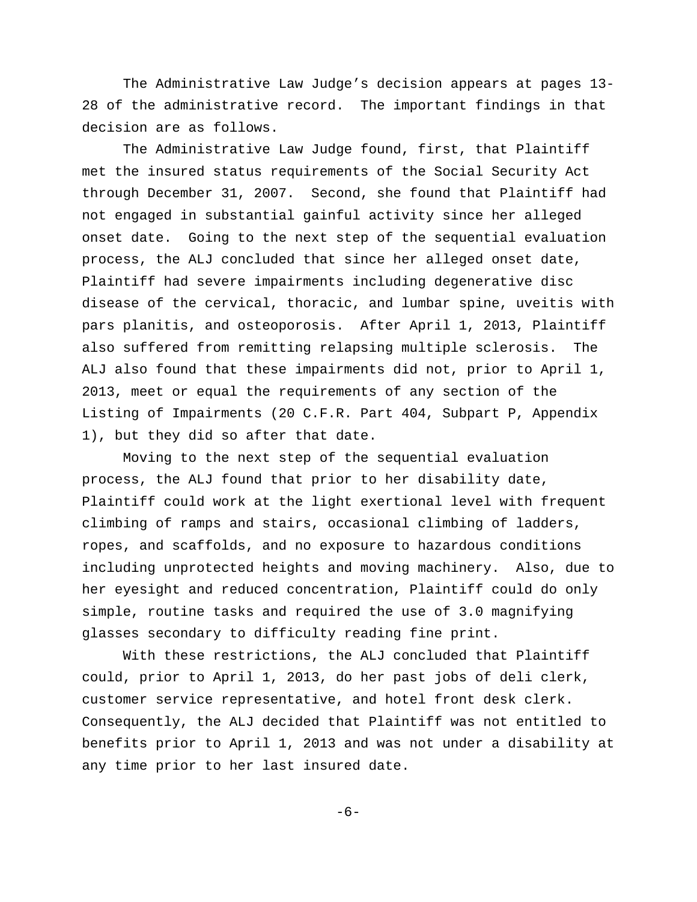The Administrative Law Judge's decision appears at pages 13-28 of the administrative record. The important findings in that decision are as follows.

The Administrative Law Judge found, first, that Plaintiff met the insured status requirements of the Social Security Act through December 31, 2007. Second, she found that Plaintiff had not engaged in substantial gainful activity since her alleged onset date. Going to the next step of the sequential evaluation process, the ALJ concluded that since her alleged onset date, Plaintiff had severe impairments including degenerative disc disease of the cervical, thoracic, and lumbar spine, uveitis with pars planitis, and osteoporosis. After April 1, 2013, Plaintiff also suffered from remitting relapsing multiple sclerosis. The ALJ also found that these impairments did not, prior to April 1, 2013, meet or equal the requirements of any section of the Listing of Impairments (20 C.F.R. Part 404, Subpart P, Appendix 1), but they did so after that date.

Moving to the next step of the sequential evaluation process, the ALJ found that prior to her disability date, Plaintiff could work at the light exertional level with frequent climbing of ramps and stairs, occasional climbing of ladders, ropes, and scaffolds, and no exposure to hazardous conditions including unprotected heights and moving machinery. Also, due to her eyesight and reduced concentration, Plaintiff could do only simple, routine tasks and required the use of 3.0 magnifying glasses secondary to difficulty reading fine print.

With these restrictions, the ALJ concluded that Plaintiff could, prior to April 1, 2013, do her past jobs of deli clerk, customer service representative, and hotel front desk clerk. Consequently, the ALJ decided that Plaintiff was not entitled to benefits prior to April 1, 2013 and was not under a disability at any time prior to her last insured date.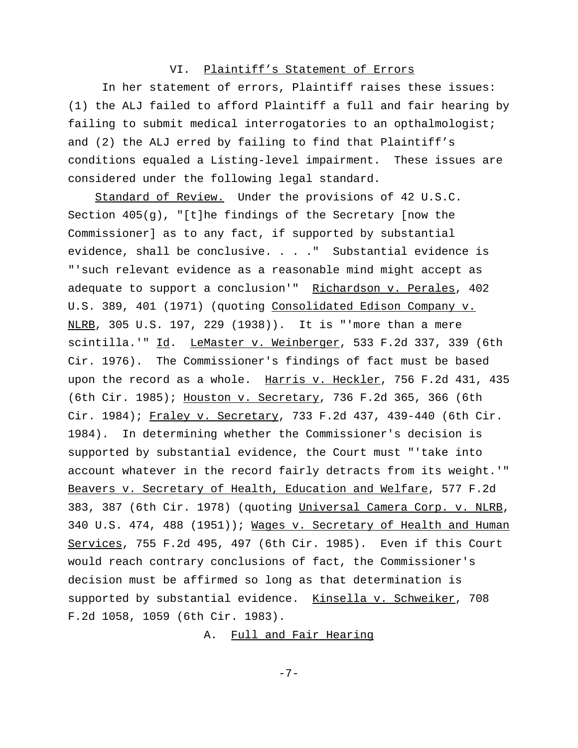## VI. Plaintiff's Statement of Errors

In her statement of errors, Plaintiff raises these issues: (1) the ALJ failed to afford Plaintiff a full and fair hearing by failing to submit medical interrogatories to an opthalmologist; and (2) the ALJ erred by failing to find that Plaintiff's conditions equaled a Listing-level impairment. These issues are considered under the following legal standard.

Standard of Review. Under the provisions of 42 U.S.C. Section 405(g), "[t]he findings of the Secretary [now the Commissioner] as to any fact, if supported by substantial evidence, shall be conclusive. . . ." Substantial evidence is "'such relevant evidence as a reasonable mind might accept as adequate to support a conclusion'" Richardson v. Perales, 402 U.S. 389, 401 (1971) (quoting Consolidated Edison Company v. NLRB, 305 U.S. 197, 229 (1938)). It is "'more than a mere scintilla.'" Id. LeMaster v. Weinberger, 533 F.2d 337, 339 (6th Cir. 1976). The Commissioner's findings of fact must be based upon the record as a whole. Harris v. Heckler, 756 F.2d 431, 435 (6th Cir. 1985); Houston v. Secretary, 736 F.2d 365, 366 (6th Cir. 1984); Fraley v. Secretary, 733 F.2d 437, 439-440 (6th Cir. 1984). In determining whether the Commissioner's decision is supported by substantial evidence, the Court must "'take into account whatever in the record fairly detracts from its weight.'" Beavers v. Secretary of Health, Education and Welfare, 577 F.2d 383, 387 (6th Cir. 1978) (quoting Universal Camera Corp. v. NLRB, 340 U.S. 474, 488 (1951)); Wages v. Secretary of Health and Human Services, 755 F.2d 495, 497 (6th Cir. 1985). Even if this Court would reach contrary conclusions of fact, the Commissioner's decision must be affirmed so long as that determination is supported by substantial evidence. Kinsella v. Schweiker, 708 F.2d 1058, 1059 (6th Cir. 1983).

### A. Full and Fair Hearing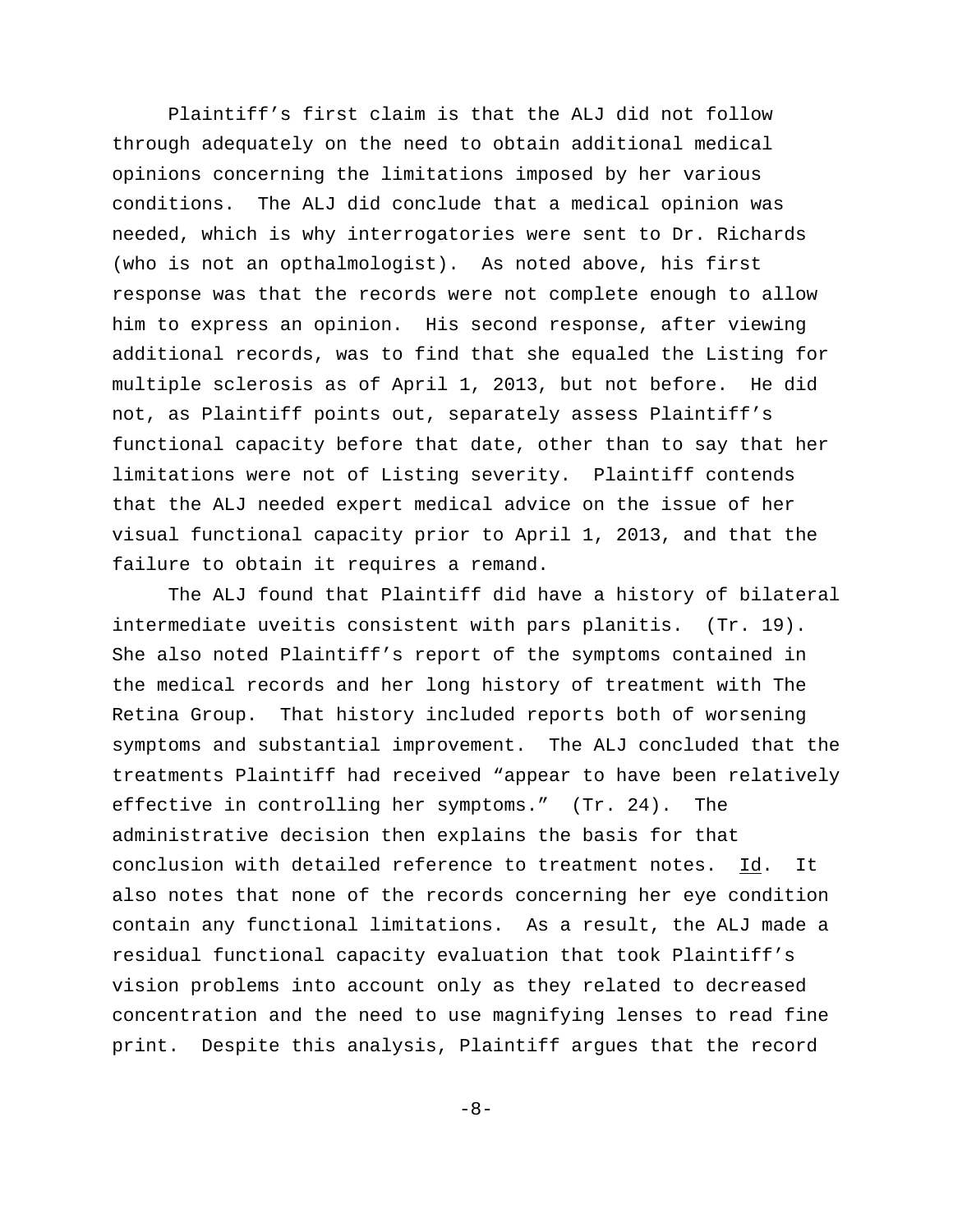Plaintiff's first claim is that the ALJ did not follow through adequately on the need to obtain additional medical opinions concerning the limitations imposed by her various conditions. The ALJ did conclude that a medical opinion was needed, which is why interrogatories were sent to Dr. Richards (who is not an opthalmologist). As noted above, his first response was that the records were not complete enough to allow him to express an opinion. His second response, after viewing additional records, was to find that she equaled the Listing for multiple sclerosis as of April 1, 2013, but not before. He did not, as Plaintiff points out, separately assess Plaintiff's functional capacity before that date, other than to say that her limitations were not of Listing severity. Plaintiff contends that the ALJ needed expert medical advice on the issue of her visual functional capacity prior to April 1, 2013, and that the failure to obtain it requires a remand.

The ALJ found that Plaintiff did have a history of bilateral intermediate uveitis consistent with pars planitis. (Tr. 19). She also noted Plaintiff's report of the symptoms contained in the medical records and her long history of treatment with The Retina Group. That history included reports both of worsening symptoms and substantial improvement. The ALJ concluded that the treatments Plaintiff had received "appear to have been relatively effective in controlling her symptoms." (Tr. 24). The administrative decision then explains the basis for that conclusion with detailed reference to treatment notes. Id. It also notes that none of the records concerning her eye condition contain any functional limitations. As a result, the ALJ made a residual functional capacity evaluation that took Plaintiff's vision problems into account only as they related to decreased concentration and the need to use magnifying lenses to read fine print. Despite this analysis, Plaintiff argues that the record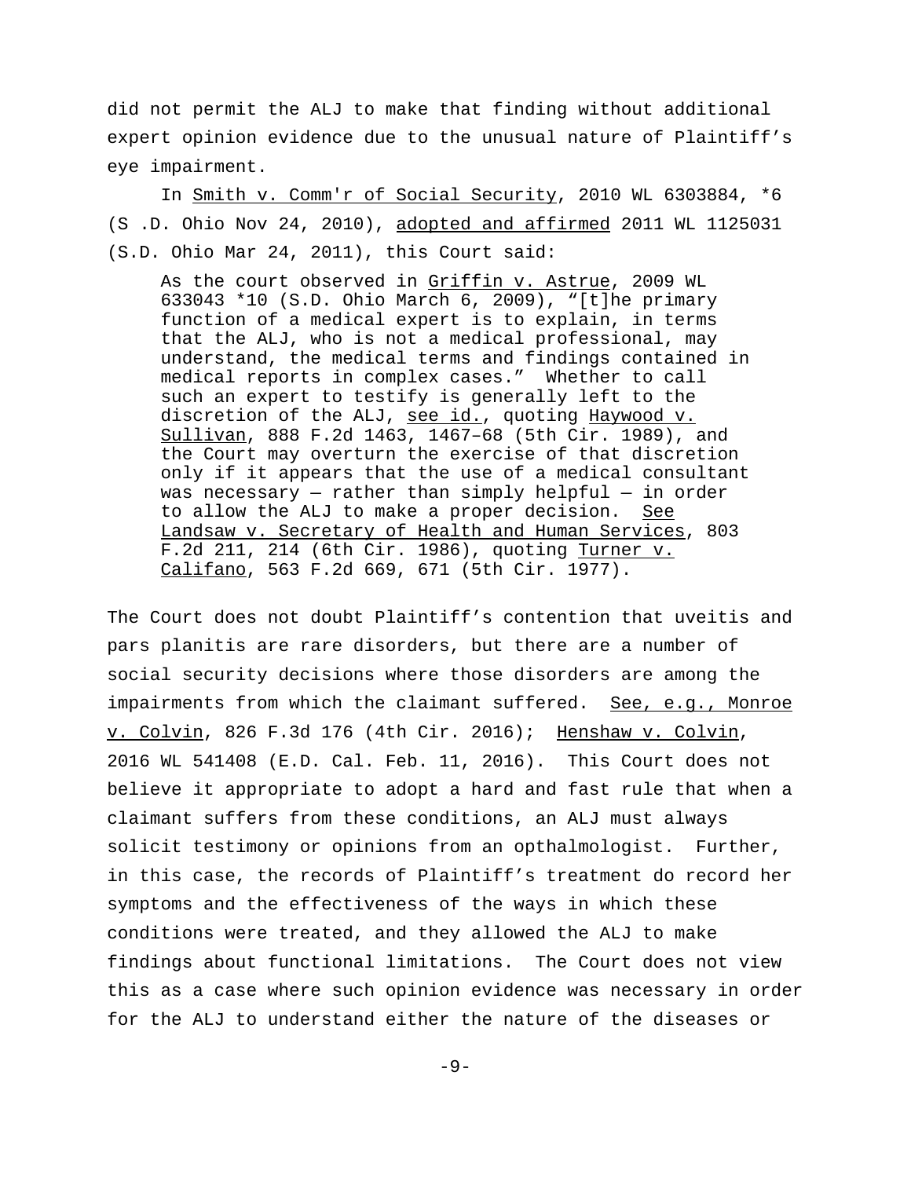did not permit the ALJ to make that finding without additional expert opinion evidence due to the unusual nature of Plaintiff's eye impairment.

In Smith v. Comm'r of Social Security, 2010 WL 6303884, *6 (S .D. Ohio Nov 24, 2010), adopted and affirmed 2011 WL 1125031 (S.D. Ohio Mar 24, 2011), this Court said:

> As the court observed in Griffin v. Astrue, 2009 WL 633043 *10 (S.D. Ohio March 6, 2009), "[t]he primary function of a medical expert is to explain, in terms that the ALJ, who is not a medical professional, may understand, the medical terms and findings contained in medical reports in complex cases." Whether to call such an expert to testify is generally left to the discretion of the ALJ, see id., quoting Haywood v. Sullivan, 888 F.2d 1463, 1467–68 (5th Cir. 1989), and the Court may overturn the exercise of that discretion only if it appears that the use of a medical consultant was necessary — rather than simply helpful — in order to allow the ALJ to make a proper decision. See Landsaw v. Secretary of Health and Human Services, 803 F.2d 211, 214 (6th Cir. 1986), quoting Turner v. Califano, 563 F.2d 669, 671 (5th Cir. 1977).

The Court does not doubt Plaintiff's contention that uveitis and pars planitis are rare disorders, but there are a number of social security decisions where those disorders are among the impairments from which the claimant suffered. See, e.g., Monroe v. Colvin, 826 F.3d 176 (4th Cir. 2016); Henshaw v. Colvin, 2016 WL 541408 (E.D. Cal. Feb. 11, 2016). This Court does not believe it appropriate to adopt a hard and fast rule that when a claimant suffers from these conditions, an ALJ must always solicit testimony or opinions from an opthalmologist. Further, in this case, the records of Plaintiff's treatment do record her symptoms and the effectiveness of the ways in which these conditions were treated, and they allowed the ALJ to make findings about functional limitations. The Court does not view this as a case where such opinion evidence was necessary in order for the ALJ to understand either the nature of the diseases or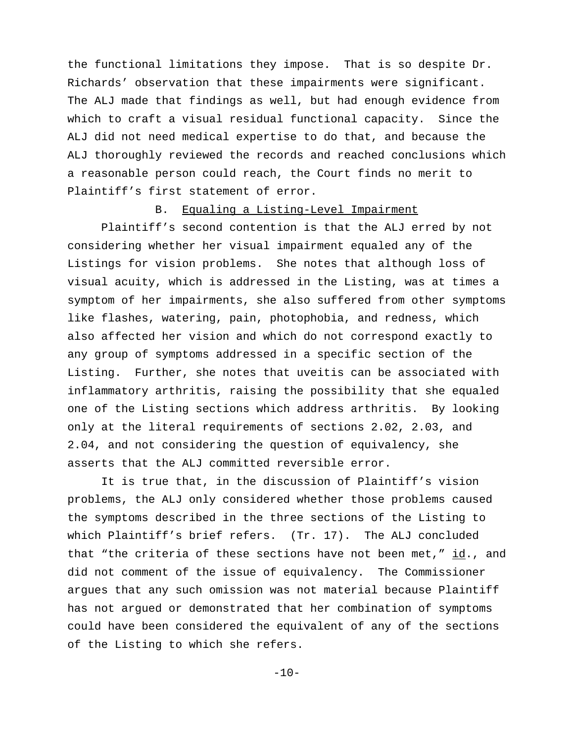the functional limitations they impose. That is so despite Dr. Richards' observation that these impairments were significant. The ALJ made that findings as well, but had enough evidence from which to craft a visual residual functional capacity. Since the ALJ did not need medical expertise to do that, and because the ALJ thoroughly reviewed the records and reached conclusions which a reasonable person could reach, the Court finds no merit to Plaintiff's first statement of error.

### B. Equaling a Listing-Level Impairment

Plaintiff's second contention is that the ALJ erred by not considering whether her visual impairment equaled any of the Listings for vision problems. She notes that although loss of visual acuity, which is addressed in the Listing, was at times a symptom of her impairments, she also suffered from other symptoms like flashes, watering, pain, photophobia, and redness, which also affected her vision and which do not correspond exactly to any group of symptoms addressed in a specific section of the Listing. Further, she notes that uveitis can be associated with inflammatory arthritis, raising the possibility that she equaled one of the Listing sections which address arthritis. By looking only at the literal requirements of sections 2.02, 2.03, and 2.04, and not considering the question of equivalency, she asserts that the ALJ committed reversible error.

It is true that, in the discussion of Plaintiff's vision problems, the ALJ only considered whether those problems caused the symptoms described in the three sections of the Listing to which Plaintiff's brief refers. (Tr. 17). The ALJ concluded that "the criteria of these sections have not been met," id., and did not comment of the issue of equivalency. The Commissioner argues that any such omission was not material because Plaintiff has not argued or demonstrated that her combination of symptoms could have been considered the equivalent of any of the sections of the Listing to which she refers.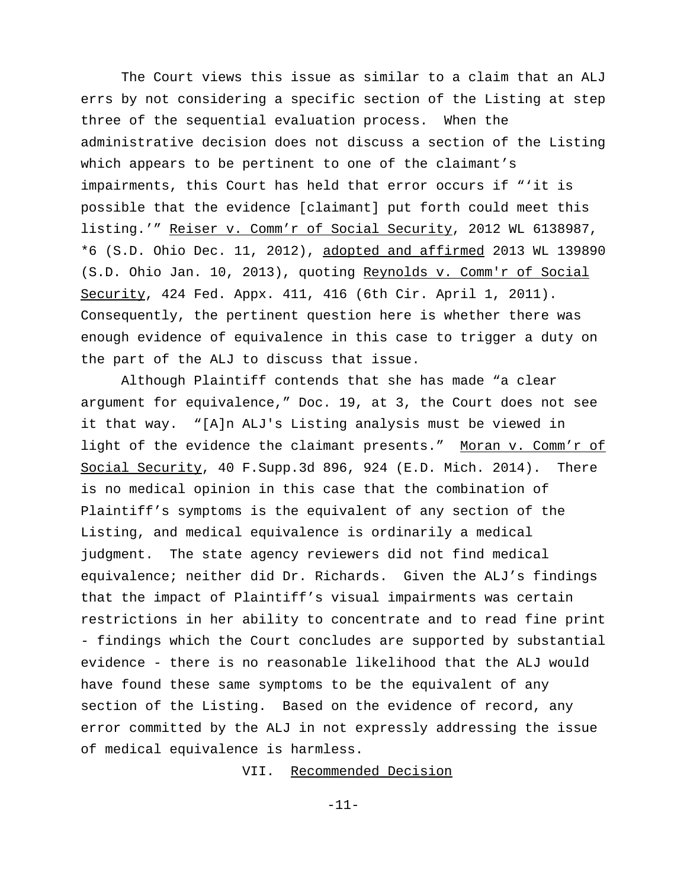The Court views this issue as similar to a claim that an ALJ errs by not considering a specific section of the Listing at step three of the sequential evaluation process. When the administrative decision does not discuss a section of the Listing which appears to be pertinent to one of the claimant's impairments, this Court has held that error occurs if "'it is possible that the evidence [claimant] put forth could meet this listing.'" Reiser v. Comm'r of Social Security, 2012 WL 6138987, *6 (S.D. Ohio Dec. 11, 2012), adopted and affirmed 2013 WL 139890 (S.D. Ohio Jan. 10, 2013), quoting Reynolds v. Comm'r of Social Security, 424 Fed. Appx. 411, 416 (6th Cir. April 1, 2011). Consequently, the pertinent question here is whether there was enough evidence of equivalence in this case to trigger a duty on the part of the ALJ to discuss that issue.

Although Plaintiff contends that she has made "a clear argument for equivalence," Doc. 19, at 3, the Court does not see it that way. "[A]n ALJ's Listing analysis must be viewed in light of the evidence the claimant presents." Moran v. Comm'r of Social Security, 40 F.Supp.3d 896, 924 (E.D. Mich. 2014). There is no medical opinion in this case that the combination of Plaintiff's symptoms is the equivalent of any section of the Listing, and medical equivalence is ordinarily a medical judgment. The state agency reviewers did not find medical equivalence; neither did Dr. Richards. Given the ALJ's findings that the impact of Plaintiff's visual impairments was certain restrictions in her ability to concentrate and to read fine print - findings which the Court concludes are supported by substantial evidence - there is no reasonable likelihood that the ALJ would have found these same symptoms to be the equivalent of any section of the Listing. Based on the evidence of record, any error committed by the ALJ in not expressly addressing the issue of medical equivalence is harmless.

## VII. Recommended Decision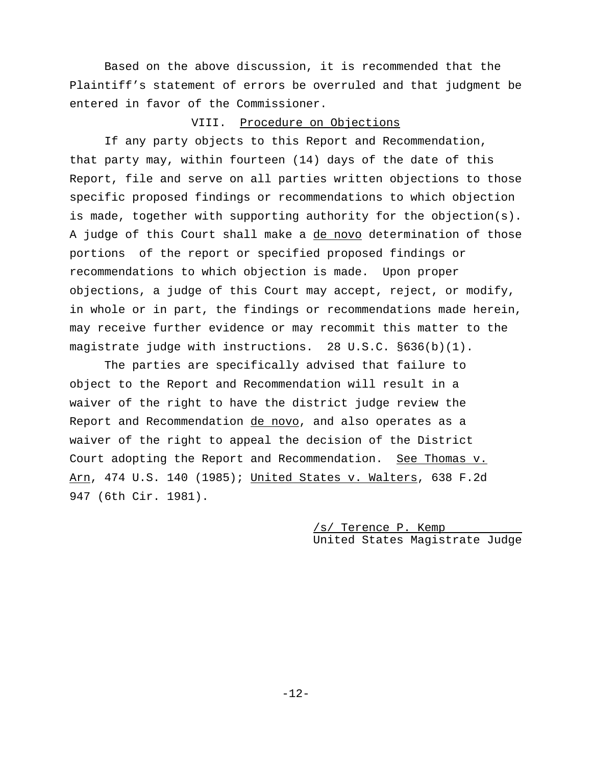Based on the above discussion, it is recommended that the Plaintiff's statement of errors be overruled and that judgment be entered in favor of the Commissioner.

## VIII. Procedure on Objections

If any party objects to this Report and Recommendation, that party may, within fourteen (14) days of the date of this Report, file and serve on all parties written objections to those specific proposed findings or recommendations to which objection is made, together with supporting authority for the objection(s). A judge of this Court shall make a *de novo* determination of those portions of the report or specified proposed findings or recommendations to which objection is made. Upon proper objections, a judge of this Court may accept, reject, or modify, in whole or in part, the findings or recommendations made herein, may receive further evidence or may recommit this matter to the magistrate judge with instructions. 28 U.S.C. §636(b)(1).

The parties are specifically advised that failure to object to the Report and Recommendation will result in a waiver of the right to have the district judge review the Report and Recommendation *de novo*, and also operates as a waiver of the right to appeal the decision of the District Court adopting the Report and Recommendation. *See Thomas v. Arn*, 474 U.S. 140 (1985); *United States v. Walters*, 638 F.2d 947 (6th Cir. 1981).

/s/ Terence P. Kemp
United States Magistrate Judge